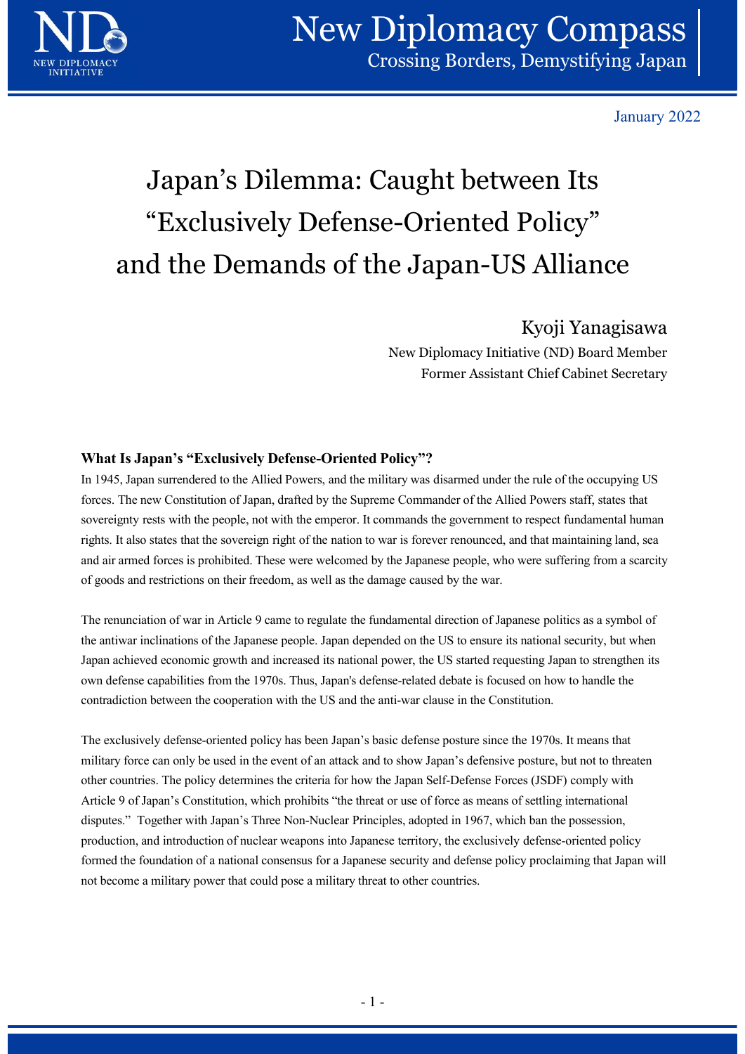January 2022

# Japan's Dilemma: Caught between Its "Exclusively Defense-Oriented Policy" and the Demands of the Japan-US Alliance

Kyoji Yanagisawa

New Diplomacy Initiative (ND) Board Member

Former Assistant Chief Cabinet Secretary

**What Is Japan's "Exclusively Defense-Oriented Policy"?**

In 1945, Japan surrendered to the Allied Powers, and the military was disarmed under the rule of the occupying US forces. The new Constitution of Japan, drafted by the Supreme Commander of the Allied Powers staff, states that sovereignty rests with the people, not with the emperor. It commands the government to respect fundamental human rights. It also states that the sovereign right of the nation to war is forever renounced, and that maintaining land, sea and air armed forces is prohibited. These were welcomed by the Japanese people, who were suffering from a scarcity of goods and restrictions on their freedom, as well as the damage caused by the war.

The renunciation of war in Article 9 came to regulate the fundamental direction of Japanese politics as a symbol of the antiwar inclinations of the Japanese people. Japan depended on the US to ensure its national security, but when Japan achieved economic growth and increased its national power, the US started requesting Japan to strengthen its own defense capabilities from the 1970s. Thus, Japan's defense-related debate is focused on how to handle the contradiction between the cooperation with the US and the anti-war clause in the Constitution.

The exclusively defense-oriented policy has been Japan's basic defense posture since the 1970s. It means that military force can only be used in the event of an attack and to show Japan's defensive posture, but not to threaten other countries. The policy determines the criteria for how the Japan Self-Defense Forces (JSDF) comply with Article 9 of Japan's Constitution, which prohibits "the threat or use of force as means of settling international disputes." Together with Japan's Three Non-Nuclear Principles, adopted in 1967, which ban the possession, production, and introduction of nuclear weapons into Japanese territory, the exclusively defense-oriented policy formed the foundation of a national consensus for a Japanese security and defense policy proclaiming that Japan will not become a military power that could pose a military threat to other countries.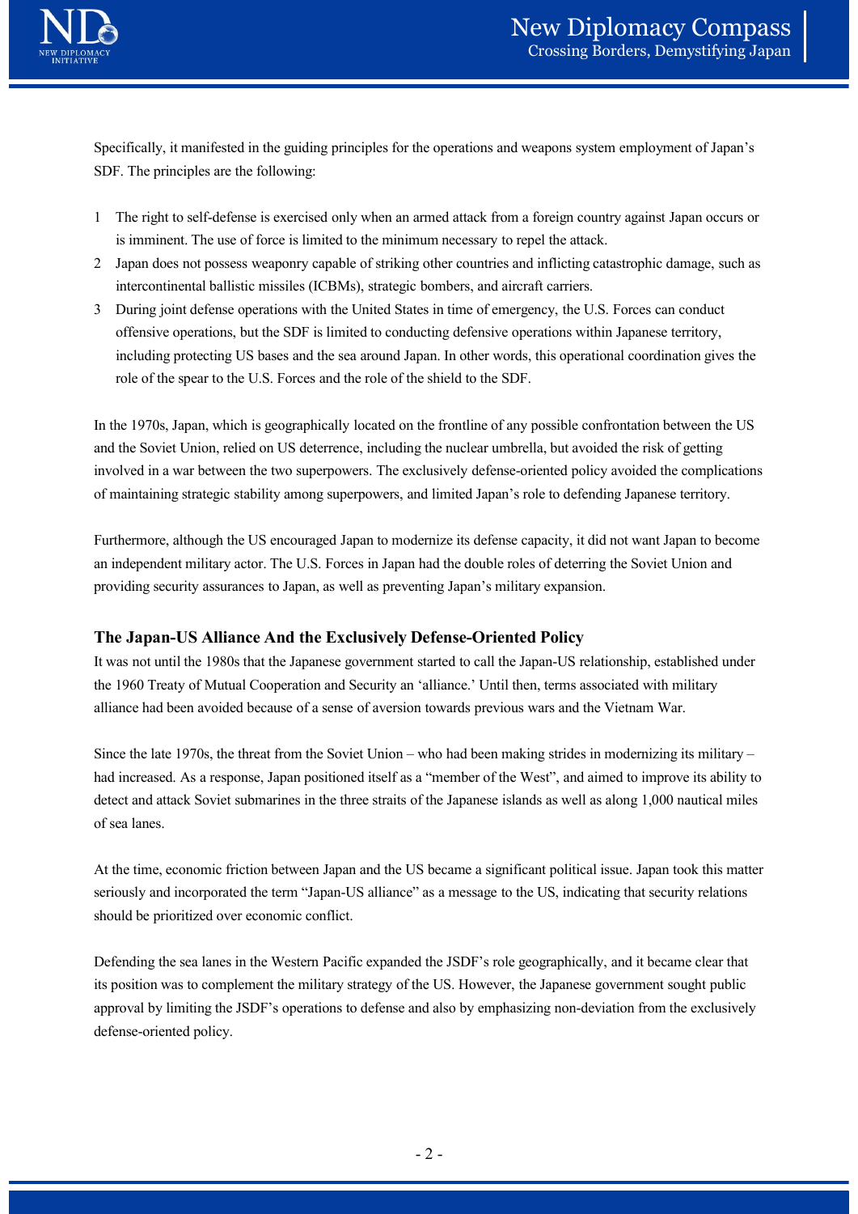Specifically, it manifested in the guiding principles for the operations and weapons system employment of Japan's SDF. The principles are the following:

1. The right to self-defense is exercised only when an armed attack from a foreign country against Japan occurs or is imminent. The use of force is limited to the minimum necessary to repel the attack.
2. Japan does not possess weaponry capable of striking other countries and inflicting catastrophic damage, such as intercontinental ballistic missiles (ICBMs), strategic bombers, and aircraft carriers.
3. During joint defense operations with the United States in time of emergency, the U.S. Forces can conduct offensive operations, but the SDF is limited to conducting defensive operations within Japanese territory, including protecting US bases and the sea around Japan. In other words, this operational coordination gives the role of the spear to the U.S. Forces and the role of the shield to the SDF.

In the 1970s, Japan, which is geographically located on the frontline of any possible confrontation between the US and the Soviet Union, relied on US deterrence, including the nuclear umbrella, but avoided the risk of getting involved in a war between the two superpowers. The exclusively defense-oriented policy avoided the complications of maintaining strategic stability among superpowers, and limited Japan's role to defending Japanese territory.

Furthermore, although the US encouraged Japan to modernize its defense capacity, it did not want Japan to become an independent military actor. The U.S. Forces in Japan had the double roles of deterring the Soviet Union and providing security assurances to Japan, as well as preventing Japan's military expansion.

### The Japan-US Alliance And the Exclusively Defense-Oriented Policy

It was not until the 1980s that the Japanese government started to call the Japan-US relationship, established under the 1960 Treaty of Mutual Cooperation and Security an 'alliance.' Until then, terms associated with military alliance had been avoided because of a sense of aversion towards previous wars and the Vietnam War.

Since the late 1970s, the threat from the Soviet Union – who had been making strides in modernizing its military – had increased. As a response, Japan positioned itself as a "member of the West", and aimed to improve its ability to detect and attack Soviet submarines in the three straits of the Japanese islands as well as along 1,000 nautical miles of sea lanes.

At the time, economic friction between Japan and the US became a significant political issue. Japan took this matter seriously and incorporated the term "Japan-US alliance" as a message to the US, indicating that security relations should be prioritized over economic conflict.

Defending the sea lanes in the Western Pacific expanded the JSDF's role geographically, and it became clear that its position was to complement the military strategy of the US. However, the Japanese government sought public approval by limiting the JSDF's operations to defense and also by emphasizing non-deviation from the exclusively defense-oriented policy.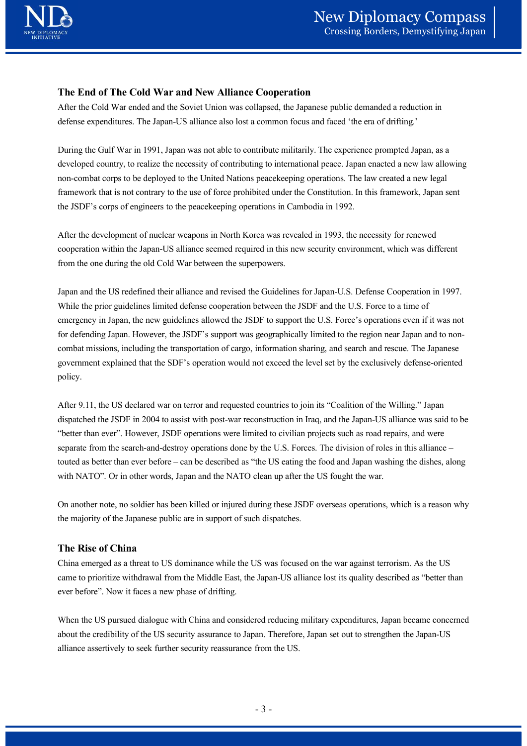## The End of The Cold War and New Alliance Cooperation

After the Cold War ended and the Soviet Union was collapsed, the Japanese public demanded a reduction in defense expenditures. The Japan-US alliance also lost a common focus and faced 'the era of drifting.'

During the Gulf War in 1991, Japan was not able to contribute militarily. The experience prompted Japan, as a developed country, to realize the necessity of contributing to international peace. Japan enacted a new law allowing non-combat corps to be deployed to the United Nations peacekeeping operations. The law created a new legal framework that is not contrary to the use of force prohibited under the Constitution. In this framework, Japan sent the JSDF's corps of engineers to the peacekeeping operations in Cambodia in 1992.

After the development of nuclear weapons in North Korea was revealed in 1993, the necessity for renewed cooperation within the Japan-US alliance seemed required in this new security environment, which was different from the one during the old Cold War between the superpowers.

Japan and the US redefined their alliance and revised the Guidelines for Japan-U.S. Defense Cooperation in 1997. While the prior guidelines limited defense cooperation between the JSDF and the U.S. Force to a time of emergency in Japan, the new guidelines allowed the JSDF to support the U.S. Force's operations even if it was not for defending Japan. However, the JSDF's support was geographically limited to the region near Japan and to non-combat missions, including the transportation of cargo, information sharing, and search and rescue. The Japanese government explained that the SDF's operation would not exceed the level set by the exclusively defense-oriented policy.

After 9.11, the US declared war on terror and requested countries to join its "Coalition of the Willing." Japan dispatched the JSDF in 2004 to assist with post-war reconstruction in Iraq, and the Japan-US alliance was said to be "better than ever". However, JSDF operations were limited to civilian projects such as road repairs, and were separate from the search-and-destroy operations done by the U.S. Forces. The division of roles in this alliance – touted as better than ever before – can be described as "the US eating the food and Japan washing the dishes, along with NATO". Or in other words, Japan and the NATO clean up after the US fought the war.

On another note, no soldier has been killed or injured during these JSDF overseas operations, which is a reason why the majority of the Japanese public are in support of such dispatches.

## The Rise of China

China emerged as a threat to US dominance while the US was focused on the war against terrorism. As the US came to prioritize withdrawal from the Middle East, the Japan-US alliance lost its quality described as "better than ever before". Now it faces a new phase of drifting.

When the US pursued dialogue with China and considered reducing military expenditures, Japan became concerned about the credibility of the US security assurance to Japan. Therefore, Japan set out to strengthen the Japan-US alliance assertively to seek further security reassurance from the US.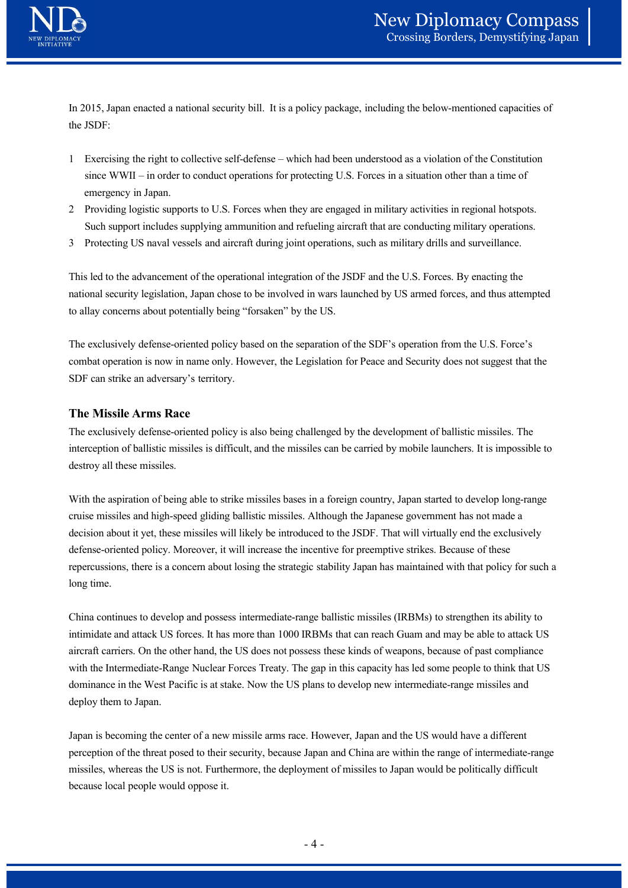In 2015, Japan enacted a national security bill. It is a policy package, including the below-mentioned capacities of the JSDF:

1. Exercising the right to collective self-defense – which had been understood as a violation of the Constitution since WWII – in order to conduct operations for protecting U.S. Forces in a situation other than a time of emergency in Japan.
2. Providing logistic supports to U.S. Forces when they are engaged in military activities in regional hotspots. Such support includes supplying ammunition and refueling aircraft that are conducting military operations.
3. Protecting US naval vessels and aircraft during joint operations, such as military drills and surveillance.

This led to the advancement of the operational integration of the JSDF and the U.S. Forces. By enacting the national security legislation, Japan chose to be involved in wars launched by US armed forces, and thus attempted to allay concerns about potentially being "forsaken" by the US.

The exclusively defense-oriented policy based on the separation of the SDF's operation from the U.S. Force's combat operation is now in name only. However, the Legislation for Peace and Security does not suggest that the SDF can strike an adversary's territory.

### The Missile Arms Race

The exclusively defense-oriented policy is also being challenged by the development of ballistic missiles. The interception of ballistic missiles is difficult, and the missiles can be carried by mobile launchers. It is impossible to destroy all these missiles.

With the aspiration of being able to strike missiles bases in a foreign country, Japan started to develop long-range cruise missiles and high-speed gliding ballistic missiles. Although the Japanese government has not made a decision about it yet, these missiles will likely be introduced to the JSDF. That will virtually end the exclusively defense-oriented policy. Moreover, it will increase the incentive for preemptive strikes. Because of these repercussions, there is a concern about losing the strategic stability Japan has maintained with that policy for such a long time.

China continues to develop and possess intermediate-range ballistic missiles (IRBMs) to strengthen its ability to intimidate and attack US forces. It has more than 1000 IRBMs that can reach Guam and may be able to attack US aircraft carriers. On the other hand, the US does not possess these kinds of weapons, because of past compliance with the Intermediate-Range Nuclear Forces Treaty. The gap in this capacity has led some people to think that US dominance in the West Pacific is at stake. Now the US plans to develop new intermediate-range missiles and deploy them to Japan.

Japan is becoming the center of a new missile arms race. However, Japan and the US would have a different perception of the threat posed to their security, because Japan and China are within the range of intermediate-range missiles, whereas the US is not. Furthermore, the deployment of missiles to Japan would be politically difficult because local people would oppose it.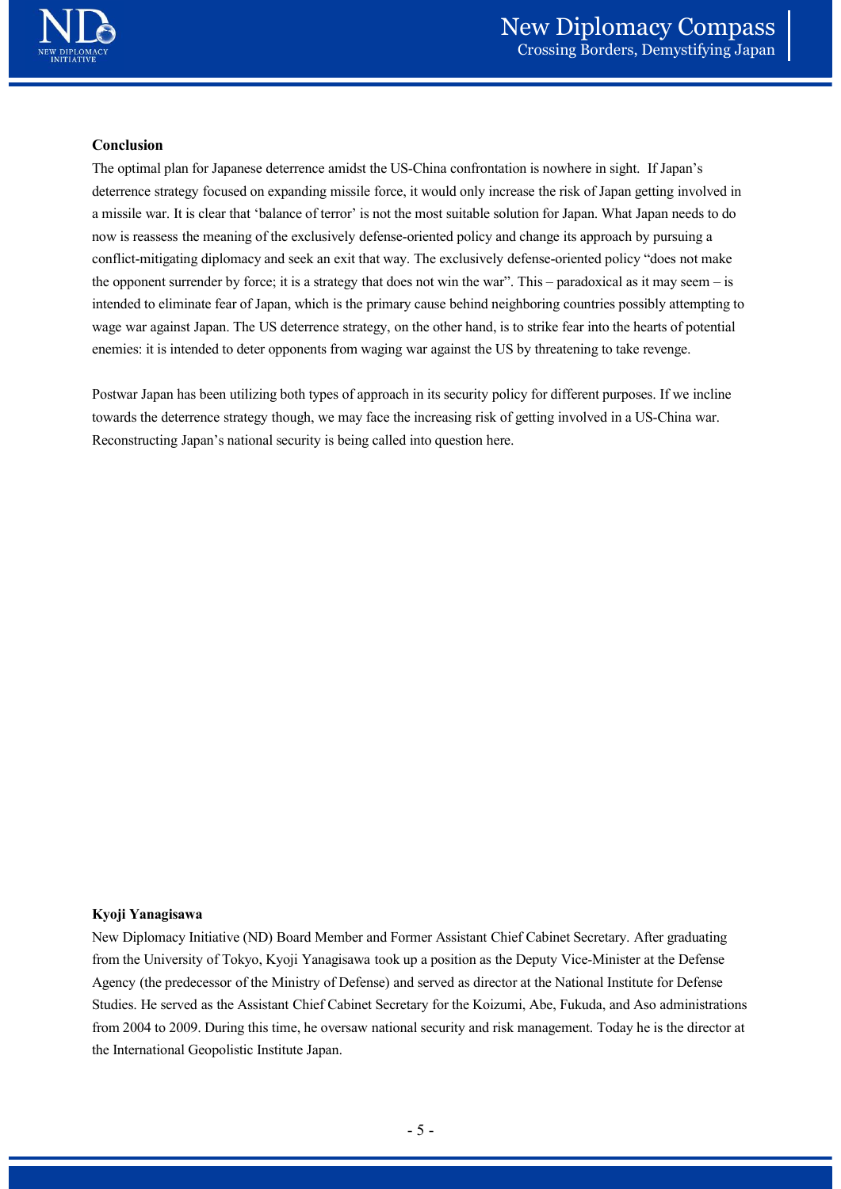**Conclusion**

The optimal plan for Japanese deterrence amidst the US-China confrontation is nowhere in sight. If Japan's deterrence strategy focused on expanding missile force, it would only increase the risk of Japan getting involved in a missile war. It is clear that 'balance of terror' is not the most suitable solution for Japan. What Japan needs to do now is reassess the meaning of the exclusively defense-oriented policy and change its approach by pursuing a conflict-mitigating diplomacy and seek an exit that way. The exclusively defense-oriented policy "does not make the opponent surrender by force; it is a strategy that does not win the war". This – paradoxical as it may seem – is intended to eliminate fear of Japan, which is the primary cause behind neighboring countries possibly attempting to wage war against Japan. The US deterrence strategy, on the other hand, is to strike fear into the hearts of potential enemies: it is intended to deter opponents from waging war against the US by threatening to take revenge.

Postwar Japan has been utilizing both types of approach in its security policy for different purposes. If we incline towards the deterrence strategy though, we may face the increasing risk of getting involved in a US-China war. Reconstructing Japan's national security is being called into question here.

**Kyoji Yanagisawa**

New Diplomacy Initiative (ND) Board Member and Former Assistant Chief Cabinet Secretary. After graduating from the University of Tokyo, Kyoji Yanagisawa took up a position as the Deputy Vice-Minister at the Defense Agency (the predecessor of the Ministry of Defense) and served as director at the National Institute for Defense Studies. He served as the Assistant Chief Cabinet Secretary for the Koizumi, Abe, Fukuda, and Aso administrations from 2004 to 2009. During this time, he oversaw national security and risk management. Today he is the director at the International Geopolistic Institute Japan.